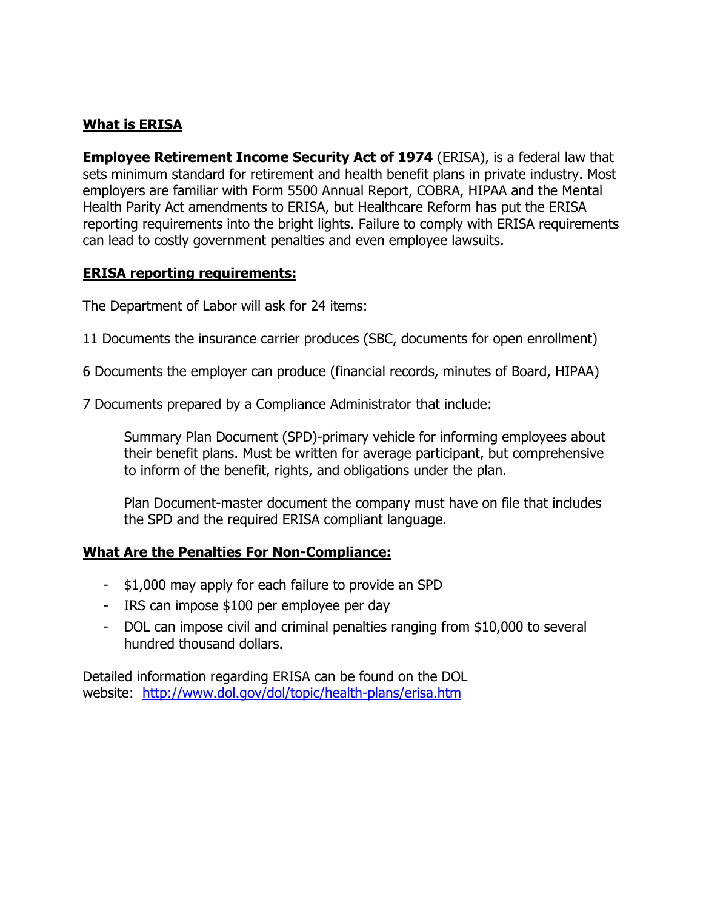## What is ERISA

**Employee Retirement Income Security Act of 1974** (ERISA), is a federal law that sets minimum standard for retirement and health benefit plans in private industry. Most employers are familiar with Form 5500 Annual Report, COBRA, HIPAA and the Mental Health Parity Act amendments to ERISA, but Healthcare Reform has put the ERISA reporting requirements into the bright lights. Failure to comply with ERISA requirements can lead to costly government penalties and even employee lawsuits.

## ERISA reporting requirements:

The Department of Labor will ask for 24 items:

11 Documents the insurance carrier produces (SBC, documents for open enrollment)

6 Documents the employer can produce (financial records, minutes of Board, HIPAA)

7 Documents prepared by a Compliance Administrator that include:

> Summary Plan Document (SPD)-primary vehicle for informing employees about their benefit plans. Must be written for average participant, but comprehensive to inform of the benefit, rights, and obligations under the plan.
>
> Plan Document-master document the company must have on file that includes the SPD and the required ERISA compliant language.

## What Are the Penalties For Non-Compliance:

- $1,000 may apply for each failure to provide an SPD
- IRS can impose $100 per employee per day
- DOL can impose civil and criminal penalties ranging from $10,000 to several hundred thousand dollars.

Detailed information regarding ERISA can be found on the DOL website: [http://www.dol.gov/dol/topic/health-plans/erisa.htm](http://www.dol.gov/dol/topic/health-plans/erisa.htm)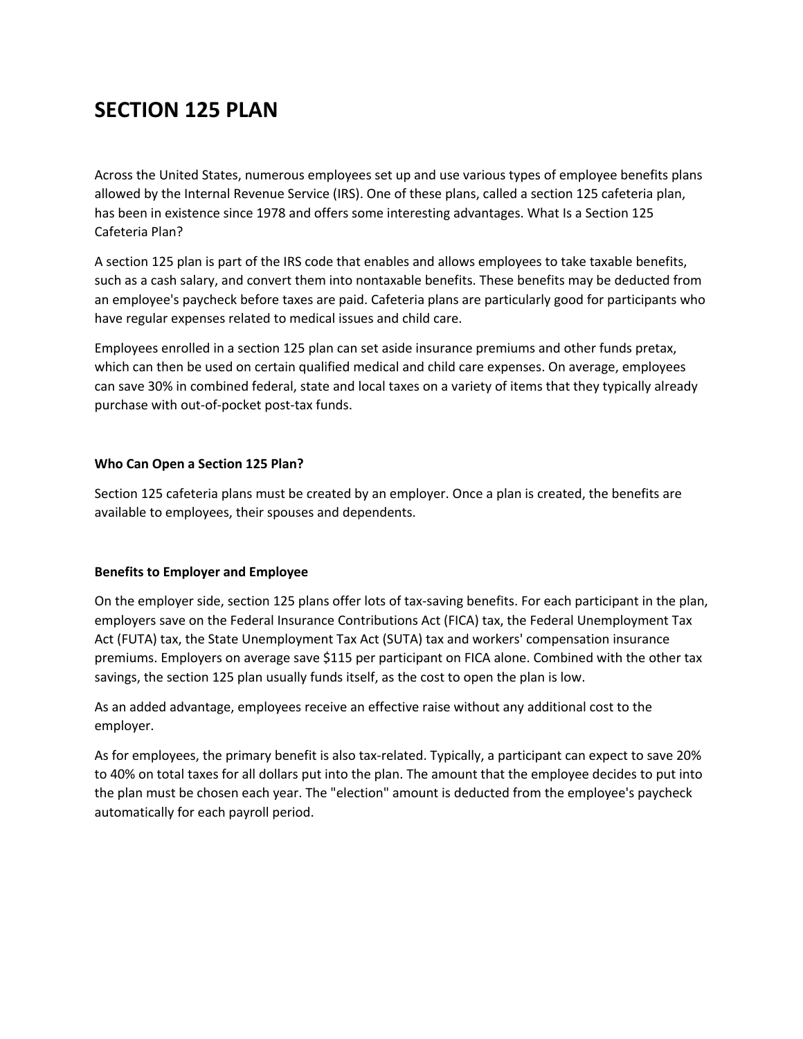# SECTION 125 PLAN

Across the United States, numerous employees set up and use various types of employee benefits plans allowed by the Internal Revenue Service (IRS). One of these plans, called a section 125 cafeteria plan, has been in existence since 1978 and offers some interesting advantages. What Is a Section 125 Cafeteria Plan?

A section 125 plan is part of the IRS code that enables and allows employees to take taxable benefits, such as a cash salary, and convert them into nontaxable benefits. These benefits may be deducted from an employee's paycheck before taxes are paid. Cafeteria plans are particularly good for participants who have regular expenses related to medical issues and child care.

Employees enrolled in a section 125 plan can set aside insurance premiums and other funds pretax, which can then be used on certain qualified medical and child care expenses. On average, employees can save 30% in combined federal, state and local taxes on a variety of items that they typically already purchase with out-of-pocket post-tax funds.

**Who Can Open a Section 125 Plan?**

Section 125 cafeteria plans must be created by an employer. Once a plan is created, the benefits are available to employees, their spouses and dependents.

**Benefits to Employer and Employee**

On the employer side, section 125 plans offer lots of tax-saving benefits. For each participant in the plan, employers save on the Federal Insurance Contributions Act (FICA) tax, the Federal Unemployment Tax Act (FUTA) tax, the State Unemployment Tax Act (SUTA) tax and workers' compensation insurance premiums. Employers on average save $115 per participant on FICA alone. Combined with the other tax savings, the section 125 plan usually funds itself, as the cost to open the plan is low.

As an added advantage, employees receive an effective raise without any additional cost to the employer.

As for employees, the primary benefit is also tax-related. Typically, a participant can expect to save 20% to 40% on total taxes for all dollars put into the plan. The amount that the employee decides to put into the plan must be chosen each year. The "election" amount is deducted from the employee's paycheck automatically for each payroll period.